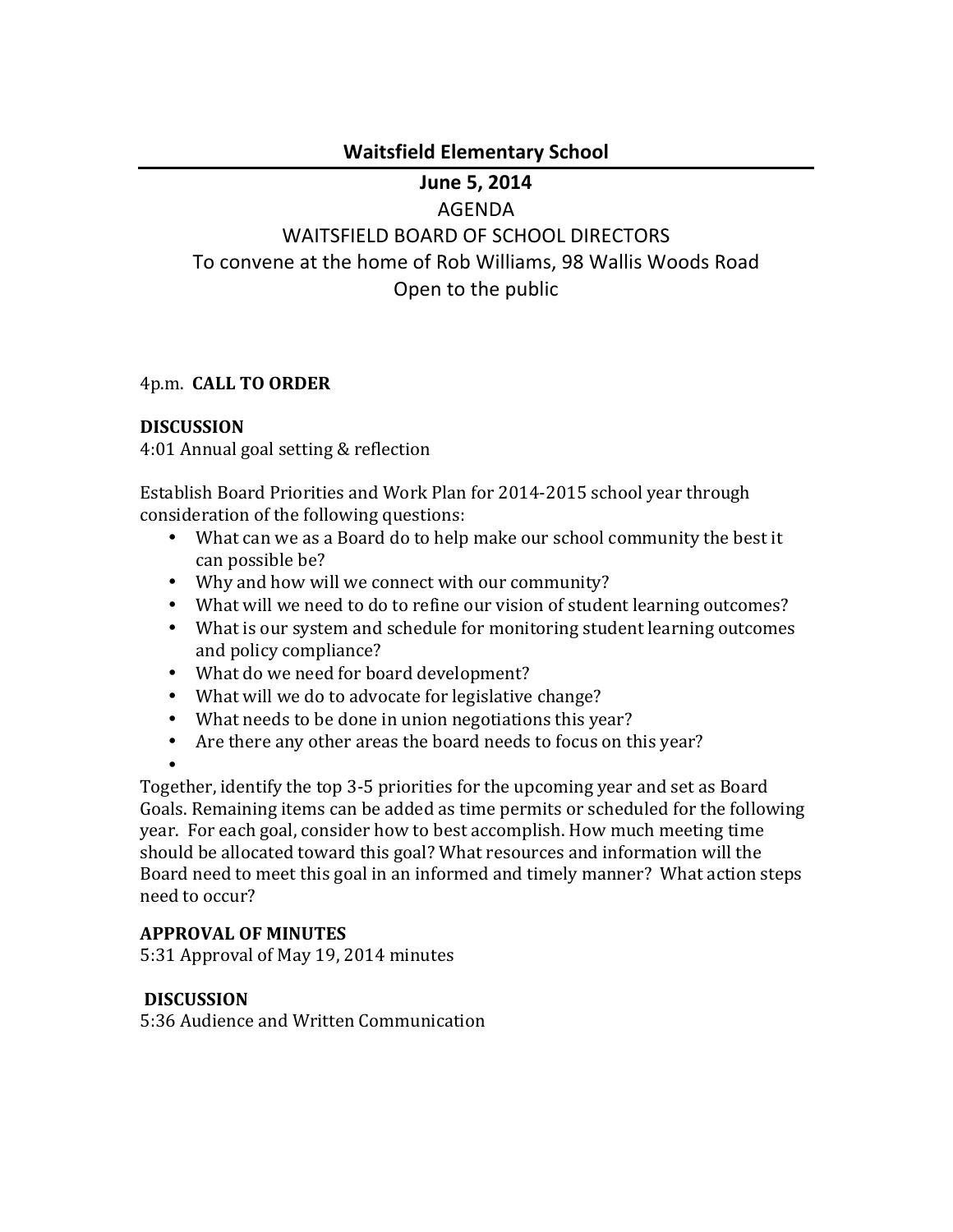## Waitsfield Elementary School

**June 5, 2014**

AGENDA

WAITSFIELD BOARD OF SCHOOL DIRECTORS

To convene at the home of Rob Williams, 98 Wallis Woods Road

Open to the public

4p.m. **CALL TO ORDER**

**DISCUSSION**

4:01 Annual goal setting & reflection

Establish Board Priorities and Work Plan for 2014-2015 school year through consideration of the following questions:

- What can we as a Board do to help make our school community the best it can possible be?
- Why and how will we connect with our community?
- What will we need to do to refine our vision of student learning outcomes?
- What is our system and schedule for monitoring student learning outcomes and policy compliance?
- What do we need for board development?
- What will we do to advocate for legislative change?
- What needs to be done in union negotiations this year?
- Are there any other areas the board needs to focus on this year?
- 

Together, identify the top 3-5 priorities for the upcoming year and set as Board Goals. Remaining items can be added as time permits or scheduled for the following year. For each goal, consider how to best accomplish. How much meeting time should be allocated toward this goal? What resources and information will the Board need to meet this goal in an informed and timely manner? What action steps need to occur?

**APPROVAL OF MINUTES**

5:31 Approval of May 19, 2014 minutes

**DISCUSSION**

5:36 Audience and Written Communication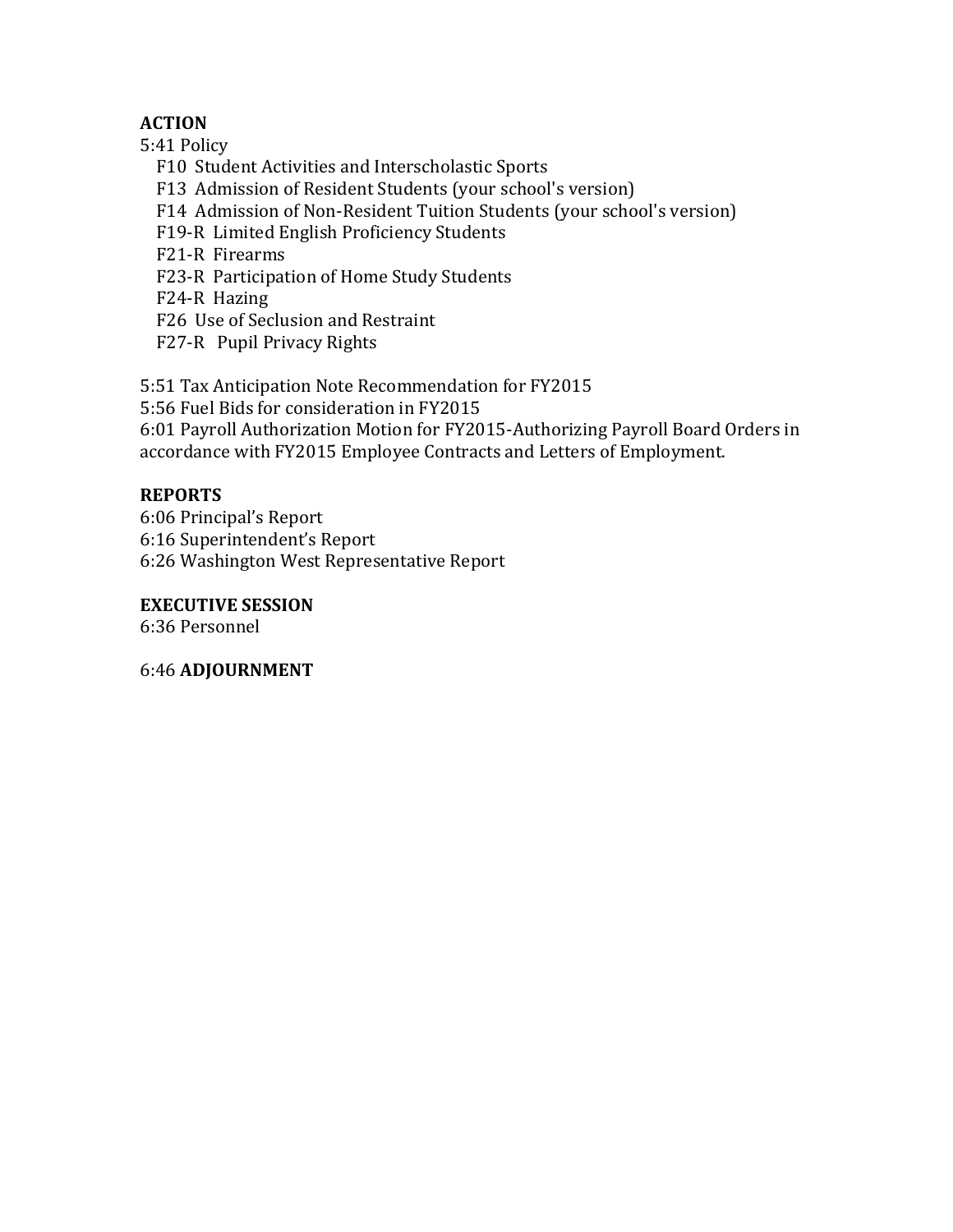**ACTION**

5:41 Policy

- F10 Student Activities and Interscholastic Sports
- F13 Admission of Resident Students (your school's version)
- F14 Admission of Non-Resident Tuition Students (your school's version)
- F19-R Limited English Proficiency Students
- F21-R Firearms
- F23-R Participation of Home Study Students
- F24-R Hazing
- F26 Use of Seclusion and Restraint
- F27-R Pupil Privacy Rights

5:51 Tax Anticipation Note Recommendation for FY2015
5:56 Fuel Bids for consideration in FY2015
6:01 Payroll Authorization Motion for FY2015-Authorizing Payroll Board Orders in accordance with FY2015 Employee Contracts and Letters of Employment.

**REPORTS**

6:06 Principal's Report
6:16 Superintendent's Report
6:26 Washington West Representative Report

**EXECUTIVE SESSION**

6:36 Personnel

6:46 **ADJOURNMENT**